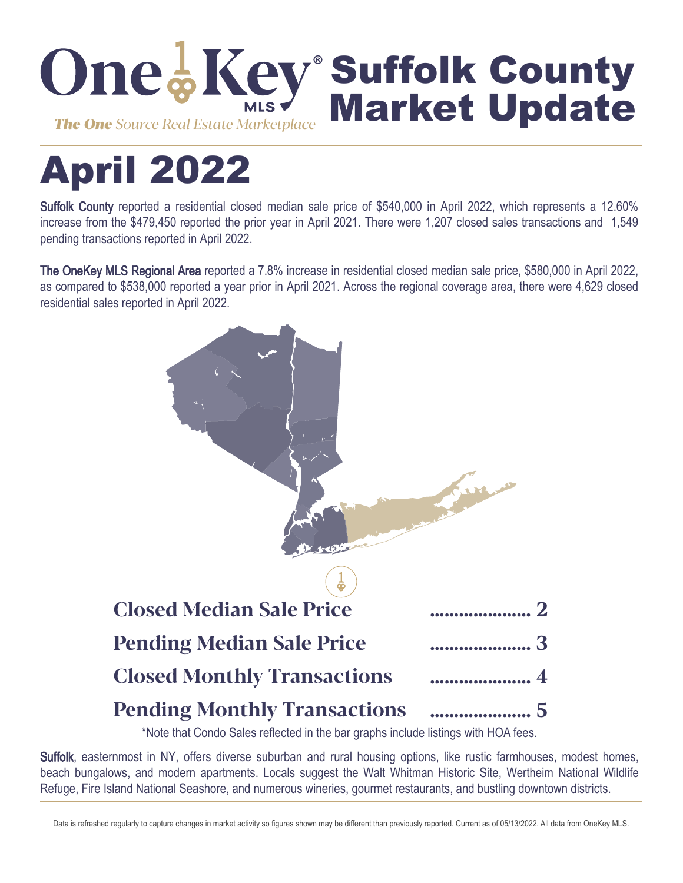# OneKey MLS Suffolk County Market Update

*The One Source Real Estate Marketplace*

# April 2022

**Suffolk County** reported a residential closed median sale price of $540,000 in April 2022, which represents a 12.60% increase from the $479,450 reported the prior year in April 2021. There were 1,207 closed sales transactions and 1,549 pending transactions reported in April 2022.

**The OneKey MLS Regional Area** reported a 7.8% increase in residential closed median sale price, $580,000 in April 2022, as compared to $538,000 reported a year prior in April 2021. Across the regional coverage area, there were 4,629 closed residential sales reported in April 2022.

**Closed Median Sale Price** .................... 2

**Pending Median Sale Price** .................... 3

**Closed Monthly Transactions** .................... 4

**Pending Monthly Transactions** .................... 5

*Note that Condo Sales reflected in the bar graphs include listings with HOA fees.

**Suffolk**, easternmost in NY, offers diverse suburban and rural housing options, like rustic farmhouses, modest homes, beach bungalows, and modern apartments. Locals suggest the Walt Whitman Historic Site, Wertheim National Wildlife Refuge, Fire Island National Seashore, and numerous wineries, gourmet restaurants, and bustling downtown districts.

Data is refreshed regularly to capture changes in market activity so figures shown may be different than previously reported. Current as of 05/13/2022. All data from OneKey MLS.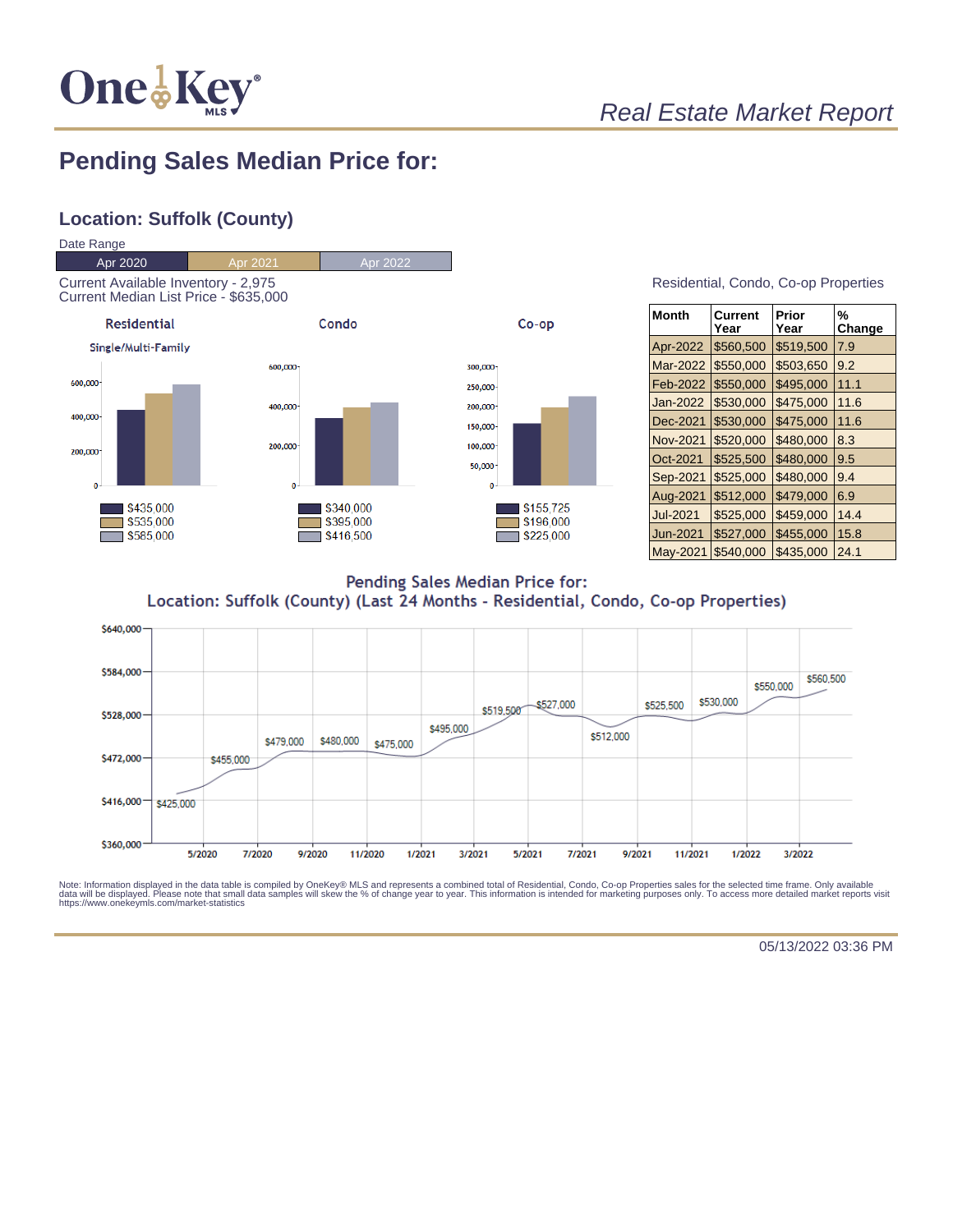# Pending Sales Median Price for:

## Location: Suffolk (County)

Date Range

Apr 2020 | Apr 2021 | Apr 2022

Current Available Inventory - 2,975
Current Median List Price - $635,000

Residential

Single/Multi-Family

600,000
400,000
200,000
0

$435,000
$535,000
$585,000

Condo

600,000
400,000
200,000
0

$340,000
$395,000
$416,500

Co-op

300,000
250,000
200,000
150,000
100,000
50,000
0

$155,725
$196,000
$225,000

Residential, Condo, Co-op Properties

| Month | Current Year | Prior Year | % Change |
|---|---|---|---|
| Apr-2022 | $560,500 | $519,500 | 7.9 |
| Mar-2022 | $550,000 | $503,650 | 9.2 |
| Feb-2022 | $550,000 | $495,000 | 11.1 |
| Jan-2022 | $530,000 | $475,000 | 11.6 |
| Dec-2021 | $530,000 | $475,000 | 11.6 |
| Nov-2021 | $520,000 | $480,000 | 8.3 |
| Oct-2021 | $525,500 | $480,000 | 9.5 |
| Sep-2021 | $525,000 | $480,000 | 9.4 |
| Aug-2021 | $512,000 | $479,000 | 6.9 |
| Jul-2021 | $525,000 | $459,000 | 14.4 |
| Jun-2021 | $527,000 | $455,000 | 15.8 |
| May-2021 | $540,000 | $435,000 | 24.1 |

Pending Sales Median Price for:
Location: Suffolk (County) (Last 24 Months - Residential, Condo, Co-op Properties)

$640,000
$584,000
$528,000
$472,000
$416,000
$360,000

$425,000
$455,000
$479,000
$480,000
$475,000
$495,000
$519,500
$527,000
$512,000
$525,500
$530,000
$550,000
$560,500

5/2020 7/2020 9/2020 11/2020 1/2021 3/2021 5/2021 7/2021 9/2021 11/2021 1/2022 3/2022

Note: Information displayed in the data table is compiled by OneKey® MLS and represents a combined total of Residential, Condo, Co-op Properties sales for the selected time frame. Only available data will be displayed. Please note that small data samples will skew the % of change year to year. This information is intended for marketing purposes only. To access more detailed market reports visit https://www.onekeymls.com/market-statistics

05/13/2022 03:36 PM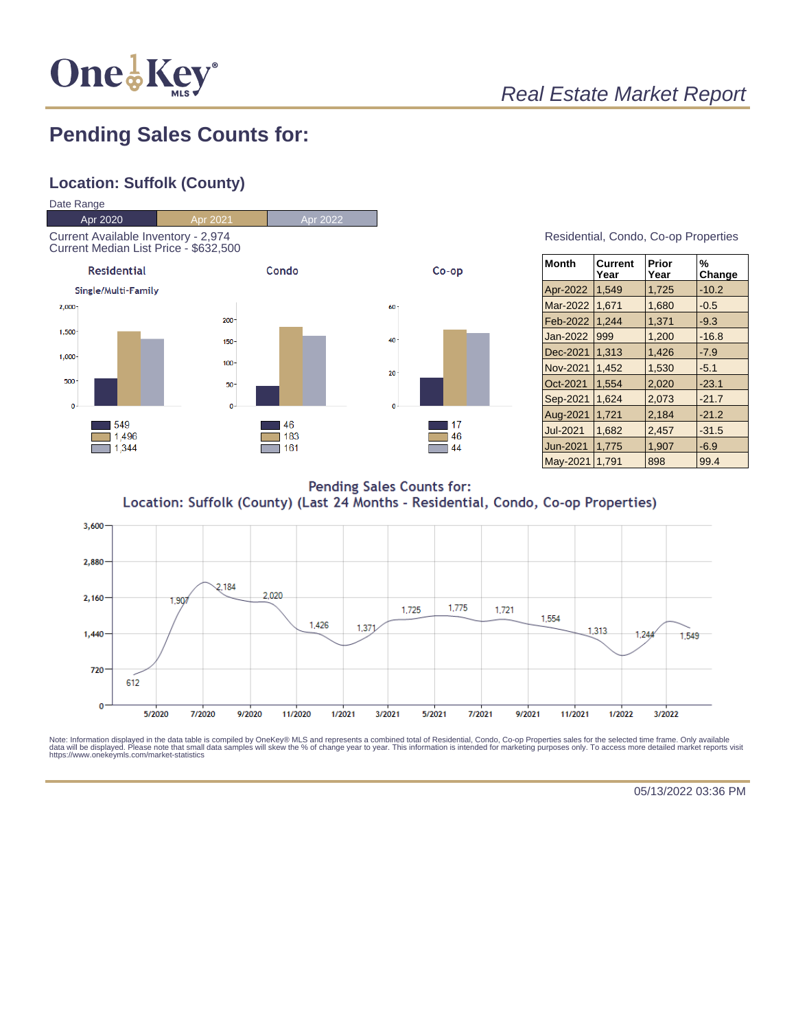# Pending Sales Counts for:

## Location: Suffolk (County)

Date Range

Apr 2020 | Apr 2021 | Apr 2022

Current Available Inventory - 2,974
Current Median List Price - $632,500

Residential

Single/Multi-Family

2,000
1,500
1,000
500
0

549
1,496
1,344

Condo

200
150
100
50
0

46
183
161

Co-op

60
40
20
0

17
46
44

Residential, Condo, Co-op Properties

| Month | Current Year | Prior Year | % Change |
|---|---|---|---|
| Apr-2022 | 1,549 | 1,725 | -10.2 |
| Mar-2022 | 1,671 | 1,680 | -0.5 |
| Feb-2022 | 1,244 | 1,371 | -9.3 |
| Jan-2022 | 999 | 1,200 | -16.8 |
| Dec-2021 | 1,313 | 1,426 | -7.9 |
| Nov-2021 | 1,452 | 1,530 | -5.1 |
| Oct-2021 | 1,554 | 2,020 | -23.1 |
| Sep-2021 | 1,624 | 2,073 | -21.7 |
| Aug-2021 | 1,721 | 2,184 | -21.2 |
| Jul-2021 | 1,682 | 2,457 | -31.5 |
| Jun-2021 | 1,775 | 1,907 | -6.9 |
| May-2021 | 1,791 | 898 | 99.4 |

Pending Sales Counts for:
Location: Suffolk (County) (Last 24 Months - Residential, Condo, Co-op Properties)

3,600
2,880
2,160
1,440
720
0

612
1,907
2,184
2,020
1,426
1,371
1,725
1,775
1,721
1,554
1,313
1,244
1,549

5/2020 7/2020 9/2020 11/2020 1/2021 3/2021 5/2021 7/2021 9/2021 11/2021 1/2022 3/2022

Note: Information displayed in the data table is compiled by OneKey® MLS and represents a combined total of Residential, Condo, Co-op Properties sales for the selected time frame. Only available data will be displayed. Please note that small data samples will skew the % of change year to year. This information is intended for marketing purposes only. To access more detailed market reports visit https://www.onekeymls.com/market-statistics

05/13/2022 03:36 PM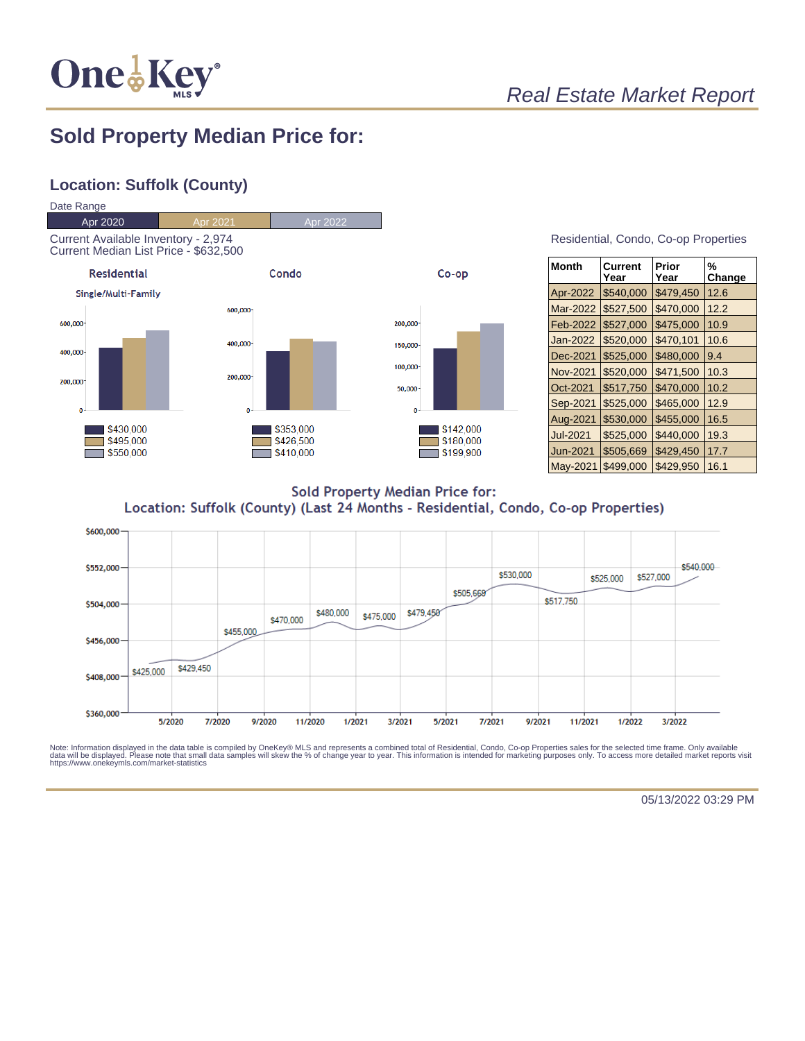*Real Estate Market Report*

# Sold Property Median Price for:

## Location: Suffolk (County)

Date Range

| Apr 2020 | Apr 2021 | Apr 2022 |
|---|---|---|

Current Available Inventory - 2,974
Current Median List Price - $632,500

**Residential** (Single/Multi-Family)

| Apr 2020 | Apr 2021 | Apr 2022 |
|---|---|---|
| $430,000 | $495,000 | $550,000 |

**Condo**

| Apr 2020 | Apr 2021 | Apr 2022 |
|---|---|---|
| $353,000 | $426,500 | $410,000 |

**Co-op**

| Apr 2020 | Apr 2021 | Apr 2022 |
|---|---|---|
| $142,000 | $180,000 | $199,900 |

Residential, Condo, Co-op Properties

| Month | Current Year | Prior Year | % Change |
|---|---|---|---|
| Apr-2022 | $540,000 | $479,450 | 12.6 |
| Mar-2022 | $527,500 | $470,000 | 12.2 |
| Feb-2022 | $527,000 | $475,000 | 10.9 |
| Jan-2022 | $520,000 | $470,101 | 10.6 |
| Dec-2021 | $525,000 | $480,000 | 9.4 |
| Nov-2021 | $520,000 | $471,500 | 10.3 |
| Oct-2021 | $517,750 | $470,000 | 10.2 |
| Sep-2021 | $525,000 | $465,000 | 12.9 |
| Aug-2021 | $530,000 | $455,000 | 16.5 |
| Jul-2021 | $525,000 | $440,000 | 19.3 |
| Jun-2021 | $505,669 | $429,450 | 17.7 |
| May-2021 | $499,000 | $429,950 | 16.1 |

**Sold Property Median Price for:**
**Location: Suffolk (County) (Last 24 Months - Residential, Condo, Co-op Properties)**

Labeled values on chart: $425,000; $429,450; $455,000; $470,000; $480,000; $475,000; $479,450; $505,669; $530,000; $517,750; $525,000; $527,000; $540,000

Note: Information displayed in the data table is compiled by OneKey® MLS and represents a combined total of Residential, Condo, Co-op Properties sales for the selected time frame. Only available data will be displayed. Please note that small data samples will skew the % of change year to year. This information is intended for marketing purposes only. To access more detailed market reports visit https://www.onekeymls.com/market-statistics

05/13/2022 03:29 PM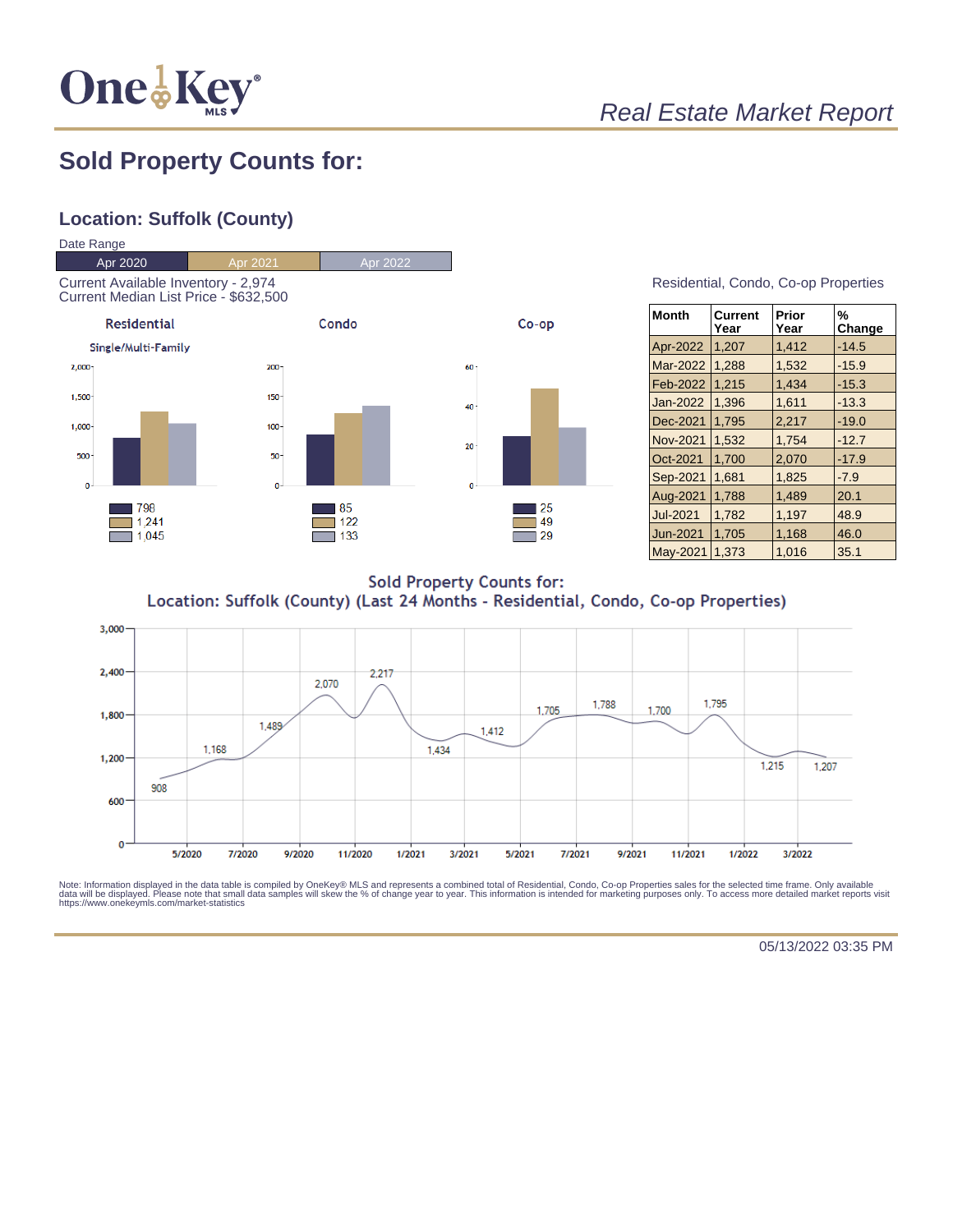Real Estate Market Report

# Sold Property Counts for:

## Location: Suffolk (County)

Date Range

Apr 2020 | Apr 2021 | Apr 2022

Current Available Inventory - 2,974
Current Median List Price - $632,500

Residential

Single/Multi-Family

2,000
1,500
1,000
500
0

798
1,241
1,045

Condo

200
150
100
50
0

85
122
133

Co-op

60
40
20
0

25
49
29

Residential, Condo, Co-op Properties

| Month | Current Year | Prior Year | % Change |
|---|---|---|---|
| Apr-2022 | 1,207 | 1,412 | -14.5 |
| Mar-2022 | 1,288 | 1,532 | -15.9 |
| Feb-2022 | 1,215 | 1,434 | -15.3 |
| Jan-2022 | 1,396 | 1,611 | -13.3 |
| Dec-2021 | 1,795 | 2,217 | -19.0 |
| Nov-2021 | 1,532 | 1,754 | -12.7 |
| Oct-2021 | 1,700 | 2,070 | -17.9 |
| Sep-2021 | 1,681 | 1,825 | -7.9 |
| Aug-2021 | 1,788 | 1,489 | 20.1 |
| Jul-2021 | 1,782 | 1,197 | 48.9 |
| Jun-2021 | 1,705 | 1,168 | 46.0 |
| May-2021 | 1,373 | 1,016 | 35.1 |

Sold Property Counts for:
Location: Suffolk (County) (Last 24 Months - Residential, Condo, Co-op Properties)

3,000
2,400
1,800
1,200
600
0

908
1,168
1,489
2,070
2,217
1,434
1,412
1,705
1,788
1,700
1,795
1,215
1,207

5/2020 7/2020 9/2020 11/2020 1/2021 3/2021 5/2021 7/2021 9/2021 11/2021 1/2022 3/2022

Note: Information displayed in the data table is compiled by OneKey® MLS and represents a combined total of Residential, Condo, Co-op Properties sales for the selected time frame. Only available data will be displayed. Please note that small data samples will skew the % of change year to year. This information is intended for marketing purposes only. To access more detailed market reports visit https://www.onekeymls.com/market-statistics

05/13/2022 03:35 PM